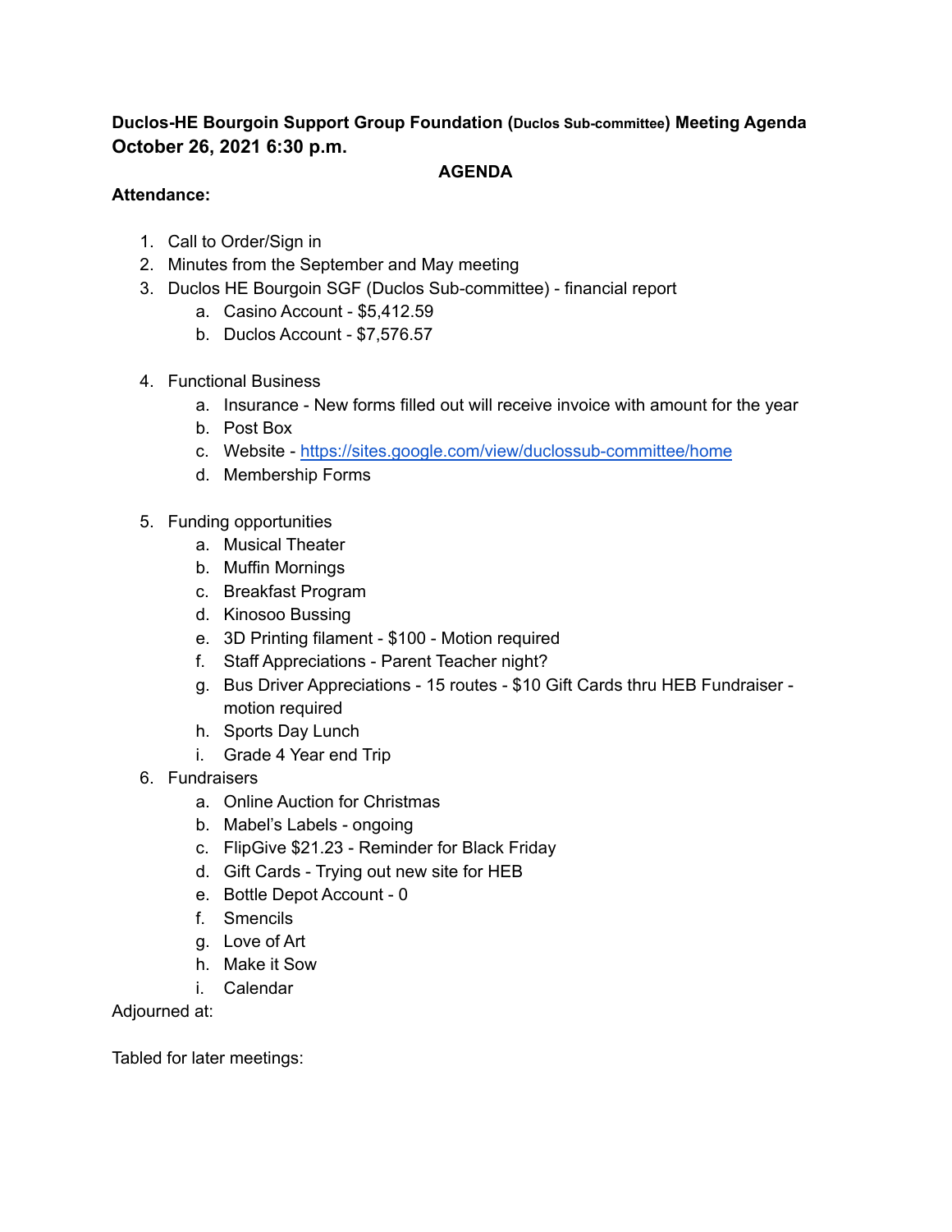**Duclos-HE Bourgoin Support Group Foundation (Duclos Sub-committee) Meeting Agenda October 26, 2021 6:30 p.m.**

**AGENDA**

**Attendance:**

1. Call to Order/Sign in
2. Minutes from the September and May meeting
3. Duclos HE Bourgoin SGF (Duclos Sub-committee) - financial report
    a. Casino Account - $5,412.59
    b. Duclos Account - $7,576.57

4. Functional Business
    a. Insurance - New forms filled out will receive invoice with amount for the year
    b. Post Box
    c. Website - [https://sites.google.com/view/duclossub-committee/home](https://sites.google.com/view/duclossub-committee/home)
    d. Membership Forms

5. Funding opportunities
    a. Musical Theater
    b. Muffin Mornings
    c. Breakfast Program
    d. Kinosoo Bussing
    e. 3D Printing filament - $100 - Motion required
    f. Staff Appreciations - Parent Teacher night?
    g. Bus Driver Appreciations - 15 routes - $10 Gift Cards thru HEB Fundraiser - motion required
    h. Sports Day Lunch
    i. Grade 4 Year end Trip
6. Fundraisers
    a. Online Auction for Christmas
    b. Mabel's Labels - ongoing
    c. FlipGive $21.23 - Reminder for Black Friday
    d. Gift Cards - Trying out new site for HEB
    e. Bottle Depot Account - 0
    f. Smencils
    g. Love of Art
    h. Make it Sow
    i. Calendar

Adjourned at:

Tabled for later meetings: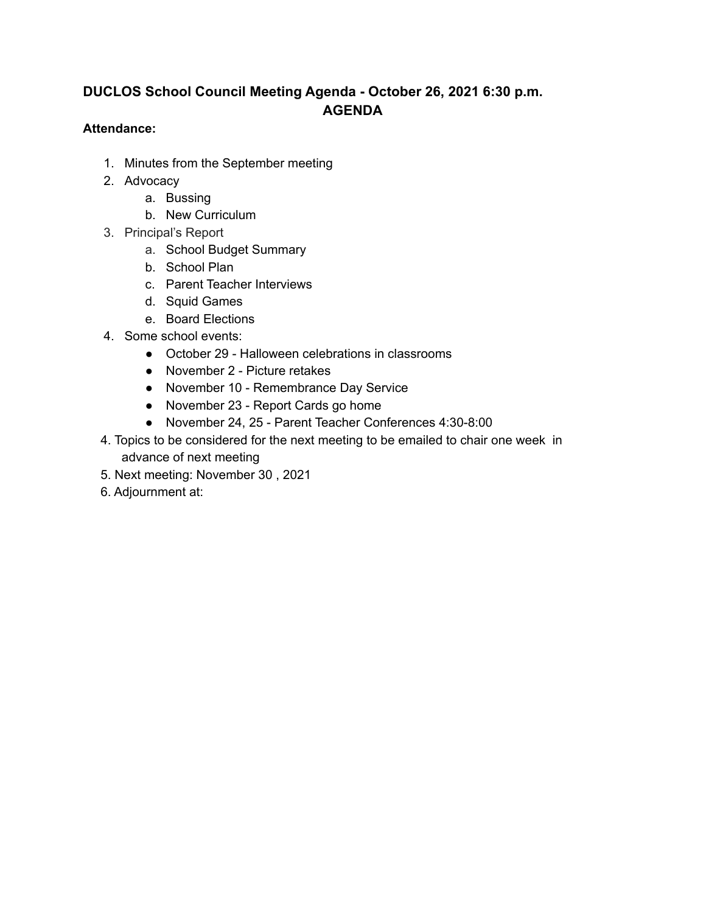**DUCLOS School Council Meeting Agenda - October 26, 2021 6:30 p.m.**

**AGENDA**

**Attendance:**

1. Minutes from the September meeting
2. Advocacy
   a. Bussing
   b. New Curriculum
3. Principal's Report
   a. School Budget Summary
   b. School Plan
   c. Parent Teacher Interviews
   d. Squid Games
   e. Board Elections
4. Some school events:
   - October 29 - Halloween celebrations in classrooms
   - November 2 - Picture retakes
   - November 10 - Remembrance Day Service
   - November 23 - Report Cards go home
   - November 24, 25 - Parent Teacher Conferences 4:30-8:00

4. Topics to be considered for the next meeting to be emailed to chair one week in advance of next meeting

5. Next meeting: November 30 , 2021

6. Adjournment at: